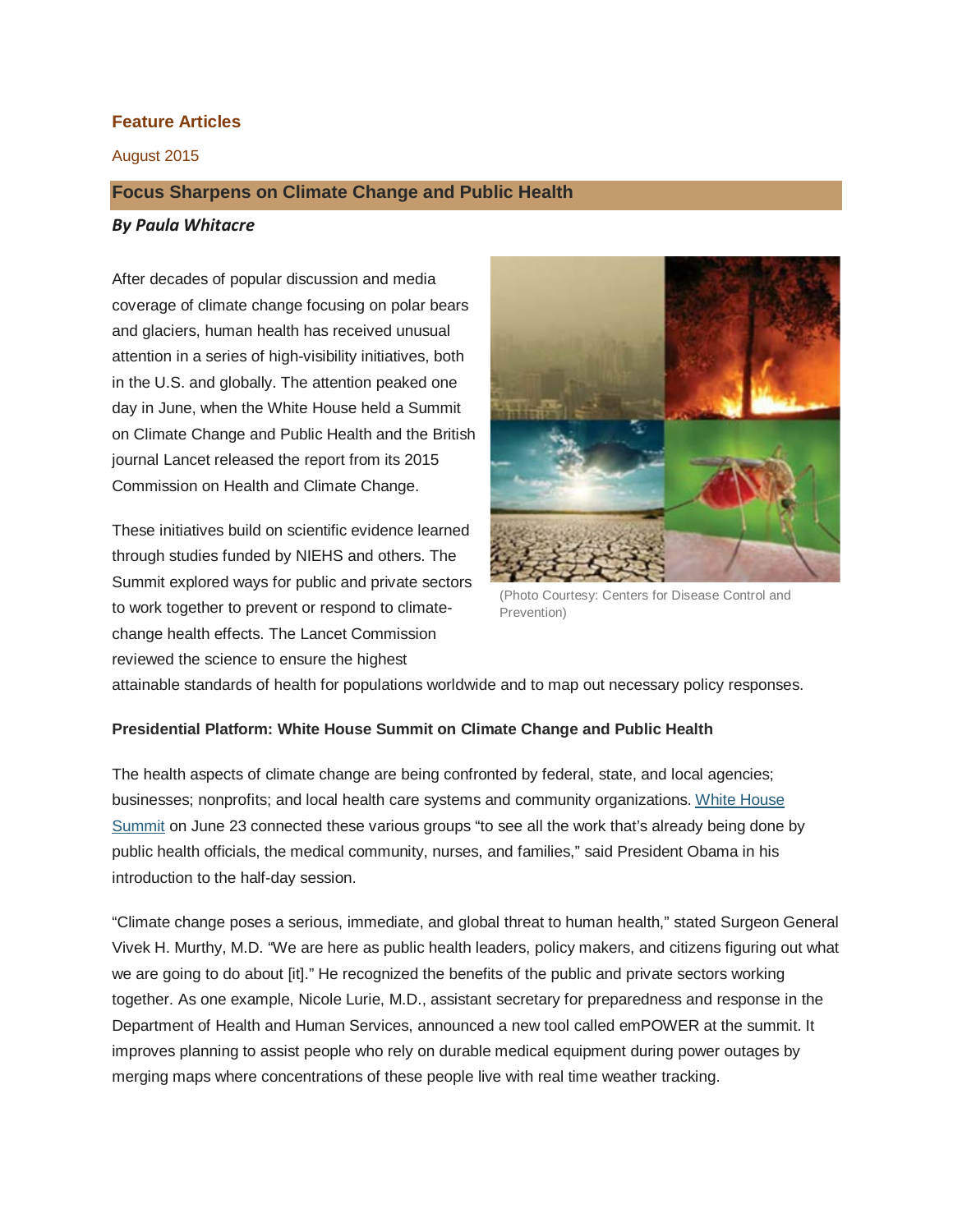**Feature Articles**

August 2015

## Focus Sharpens on Climate Change and Public Health

***By Paula Whitacre***

After decades of popular discussion and media coverage of climate change focusing on polar bears and glaciers, human health has received unusual attention in a series of high-visibility initiatives, both in the U.S. and globally. The attention peaked one day in June, when the White House held a Summit on Climate Change and Public Health and the British journal Lancet released the report from its 2015 Commission on Health and Climate Change.

(Photo Courtesy: Centers for Disease Control and Prevention)

These initiatives build on scientific evidence learned through studies funded by NIEHS and others. The Summit explored ways for public and private sectors to work together to prevent or respond to climate-change health effects. The Lancet Commission reviewed the science to ensure the highest attainable standards of health for populations worldwide and to map out necessary policy responses.

**Presidential Platform: White House Summit on Climate Change and Public Health**

The health aspects of climate change are being confronted by federal, state, and local agencies; businesses; nonprofits; and local health care systems and community organizations. White House Summit on June 23 connected these various groups "to see all the work that's already being done by public health officials, the medical community, nurses, and families," said President Obama in his introduction to the half-day session.

"Climate change poses a serious, immediate, and global threat to human health," stated Surgeon General Vivek H. Murthy, M.D. "We are here as public health leaders, policy makers, and citizens figuring out what we are going to do about [it]." He recognized the benefits of the public and private sectors working together. As one example, Nicole Lurie, M.D., assistant secretary for preparedness and response in the Department of Health and Human Services, announced a new tool called emPOWER at the summit. It improves planning to assist people who rely on durable medical equipment during power outages by merging maps where concentrations of these people live with real time weather tracking.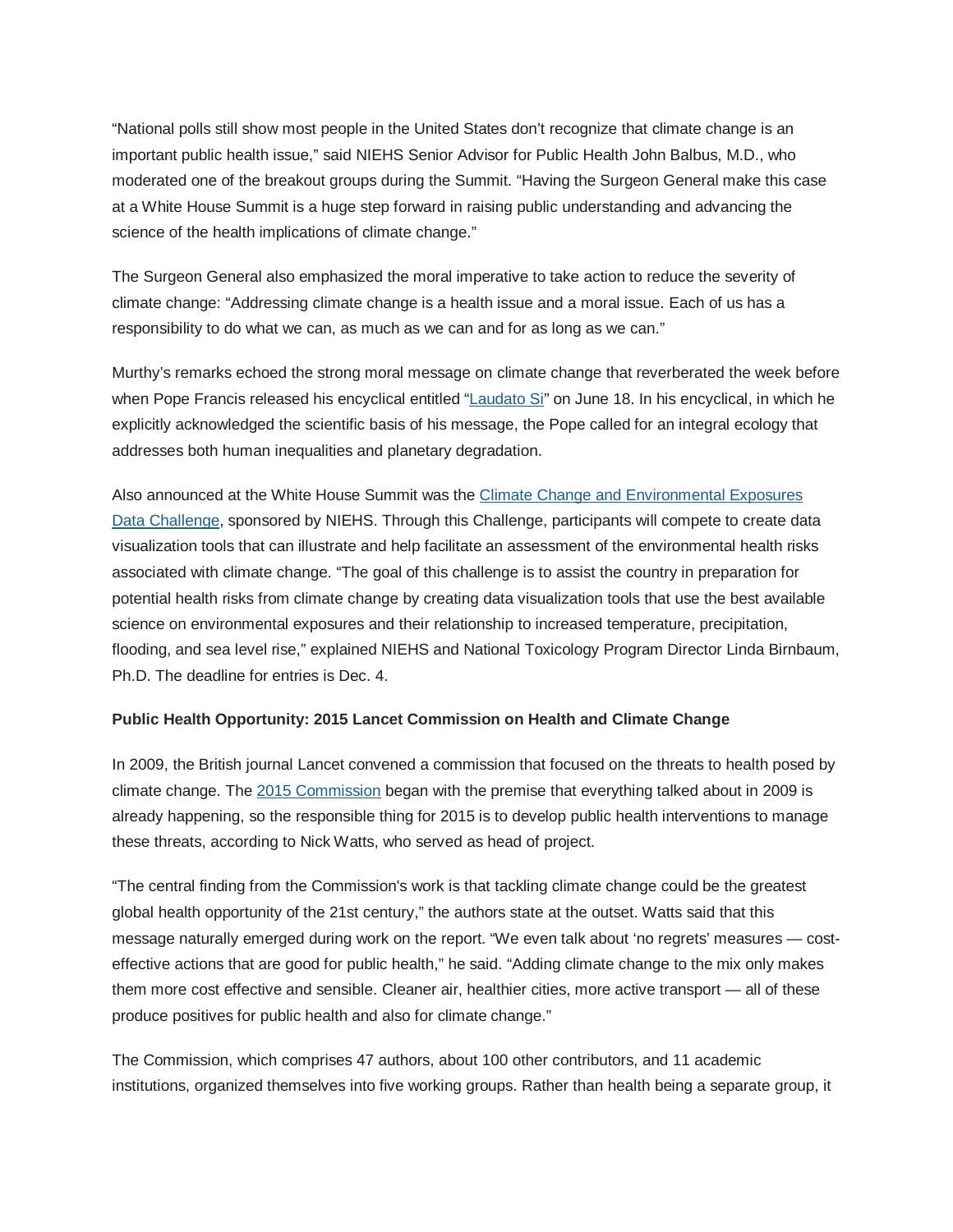"National polls still show most people in the United States don't recognize that climate change is an important public health issue," said NIEHS Senior Advisor for Public Health John Balbus, M.D., who moderated one of the breakout groups during the Summit. "Having the Surgeon General make this case at a White House Summit is a huge step forward in raising public understanding and advancing the science of the health implications of climate change."

The Surgeon General also emphasized the moral imperative to take action to reduce the severity of climate change: "Addressing climate change is a health issue and a moral issue. Each of us has a responsibility to do what we can, as much as we can and for as long as we can."

Murthy's remarks echoed the strong moral message on climate change that reverberated the week before when Pope Francis released his encyclical entitled "Laudato Si" on June 18. In his encyclical, in which he explicitly acknowledged the scientific basis of his message, the Pope called for an integral ecology that addresses both human inequalities and planetary degradation.

Also announced at the White House Summit was the Climate Change and Environmental Exposures Data Challenge, sponsored by NIEHS. Through this Challenge, participants will compete to create data visualization tools that can illustrate and help facilitate an assessment of the environmental health risks associated with climate change. "The goal of this challenge is to assist the country in preparation for potential health risks from climate change by creating data visualization tools that use the best available science on environmental exposures and their relationship to increased temperature, precipitation, flooding, and sea level rise," explained NIEHS and National Toxicology Program Director Linda Birnbaum, Ph.D. The deadline for entries is Dec. 4.

**Public Health Opportunity: 2015 Lancet Commission on Health and Climate Change**

In 2009, the British journal Lancet convened a commission that focused on the threats to health posed by climate change. The 2015 Commission began with the premise that everything talked about in 2009 is already happening, so the responsible thing for 2015 is to develop public health interventions to manage these threats, according to Nick Watts, who served as head of project.

"The central finding from the Commission's work is that tackling climate change could be the greatest global health opportunity of the 21st century," the authors state at the outset. Watts said that this message naturally emerged during work on the report. "We even talk about 'no regrets' measures — cost-effective actions that are good for public health," he said. "Adding climate change to the mix only makes them more cost effective and sensible. Cleaner air, healthier cities, more active transport — all of these produce positives for public health and also for climate change."

The Commission, which comprises 47 authors, about 100 other contributors, and 11 academic institutions, organized themselves into five working groups. Rather than health being a separate group, it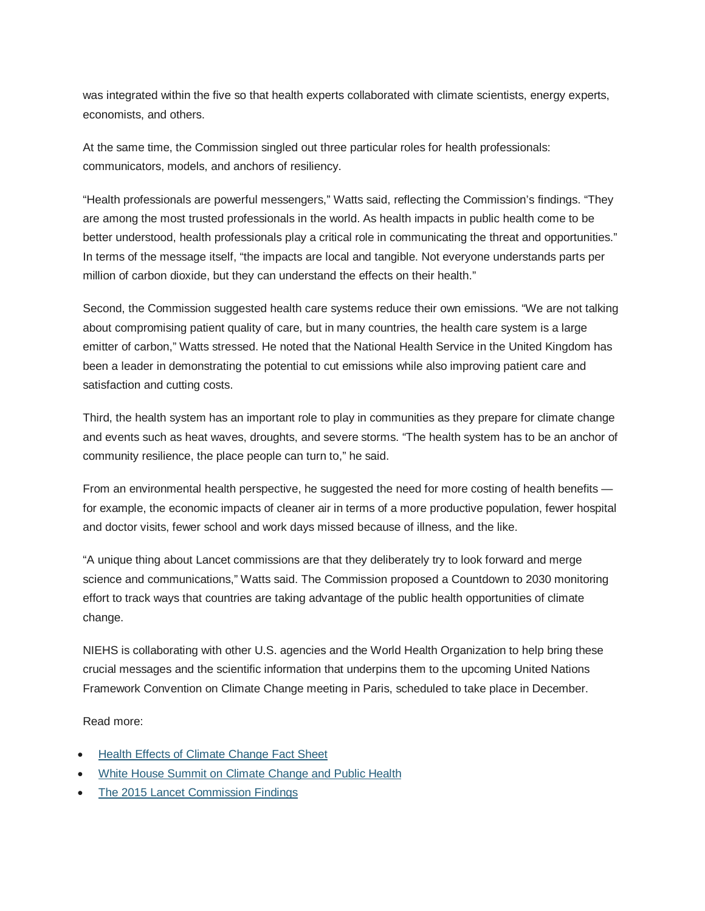was integrated within the five so that health experts collaborated with climate scientists, energy experts, economists, and others.

At the same time, the Commission singled out three particular roles for health professionals: communicators, models, and anchors of resiliency.

“Health professionals are powerful messengers,” Watts said, reflecting the Commission’s findings. “They are among the most trusted professionals in the world. As health impacts in public health come to be better understood, health professionals play a critical role in communicating the threat and opportunities.” In terms of the message itself, “the impacts are local and tangible. Not everyone understands parts per million of carbon dioxide, but they can understand the effects on their health.”

Second, the Commission suggested health care systems reduce their own emissions. “We are not talking about compromising patient quality of care, but in many countries, the health care system is a large emitter of carbon,” Watts stressed. He noted that the National Health Service in the United Kingdom has been a leader in demonstrating the potential to cut emissions while also improving patient care and satisfaction and cutting costs.

Third, the health system has an important role to play in communities as they prepare for climate change and events such as heat waves, droughts, and severe storms. “The health system has to be an anchor of community resilience, the place people can turn to,” he said.

From an environmental health perspective, he suggested the need for more costing of health benefits — for example, the economic impacts of cleaner air in terms of a more productive population, fewer hospital and doctor visits, fewer school and work days missed because of illness, and the like.

“A unique thing about Lancet commissions are that they deliberately try to look forward and merge science and communications,” Watts said. The Commission proposed a Countdown to 2030 monitoring effort to track ways that countries are taking advantage of the public health opportunities of climate change.

NIEHS is collaborating with other U.S. agencies and the World Health Organization to help bring these crucial messages and the scientific information that underpins them to the upcoming United Nations Framework Convention on Climate Change meeting in Paris, scheduled to take place in December.

Read more:

- Health Effects of Climate Change Fact Sheet
- White House Summit on Climate Change and Public Health
- The 2015 Lancet Commission Findings